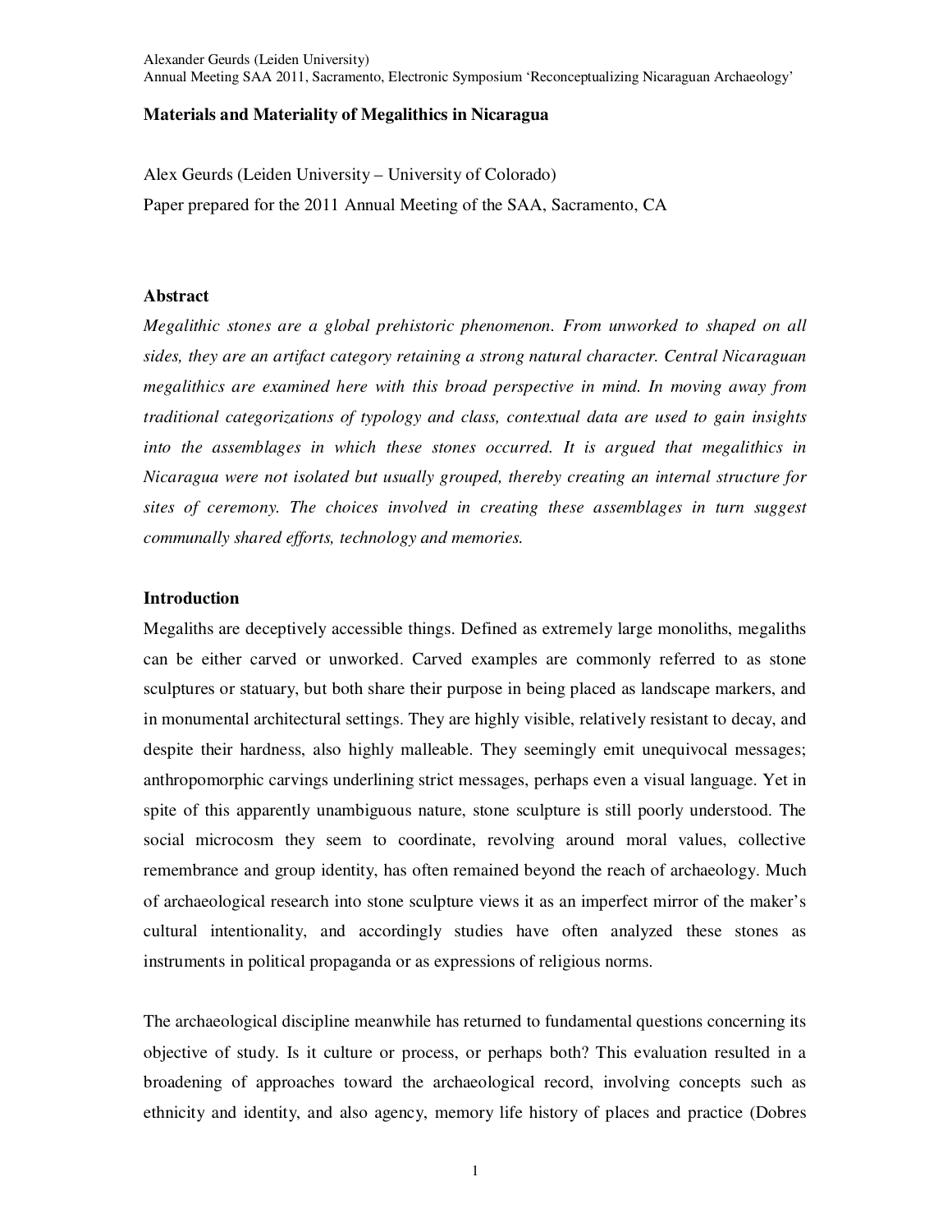# Materials and Materiality of Megalithics in Nicaragua

Alex Geurds (Leiden University – University of Colorado)

Paper prepared for the 2011 Annual Meeting of the SAA, Sacramento, CA

## Abstract

*Megalithic stones are a global prehistoric phenomenon. From unworked to shaped on all sides, they are an artifact category retaining a strong natural character. Central Nicaraguan megalithics are examined here with this broad perspective in mind. In moving away from traditional categorizations of typology and class, contextual data are used to gain insights into the assemblages in which these stones occurred. It is argued that megalithics in Nicaragua were not isolated but usually grouped, thereby creating an internal structure for sites of ceremony. The choices involved in creating these assemblages in turn suggest communally shared efforts, technology and memories.*

## Introduction

Megaliths are deceptively accessible things. Defined as extremely large monoliths, megaliths can be either carved or unworked. Carved examples are commonly referred to as stone sculptures or statuary, but both share their purpose in being placed as landscape markers, and in monumental architectural settings. They are highly visible, relatively resistant to decay, and despite their hardness, also highly malleable. They seemingly emit unequivocal messages; anthropomorphic carvings underlining strict messages, perhaps even a visual language. Yet in spite of this apparently unambiguous nature, stone sculpture is still poorly understood. The social microcosm they seem to coordinate, revolving around moral values, collective remembrance and group identity, has often remained beyond the reach of archaeology. Much of archaeological research into stone sculpture views it as an imperfect mirror of the maker's cultural intentionality, and accordingly studies have often analyzed these stones as instruments in political propaganda or as expressions of religious norms.

The archaeological discipline meanwhile has returned to fundamental questions concerning its objective of study. Is it culture or process, or perhaps both? This evaluation resulted in a broadening of approaches toward the archaeological record, involving concepts such as ethnicity and identity, and also agency, memory life history of places and practice (Dobres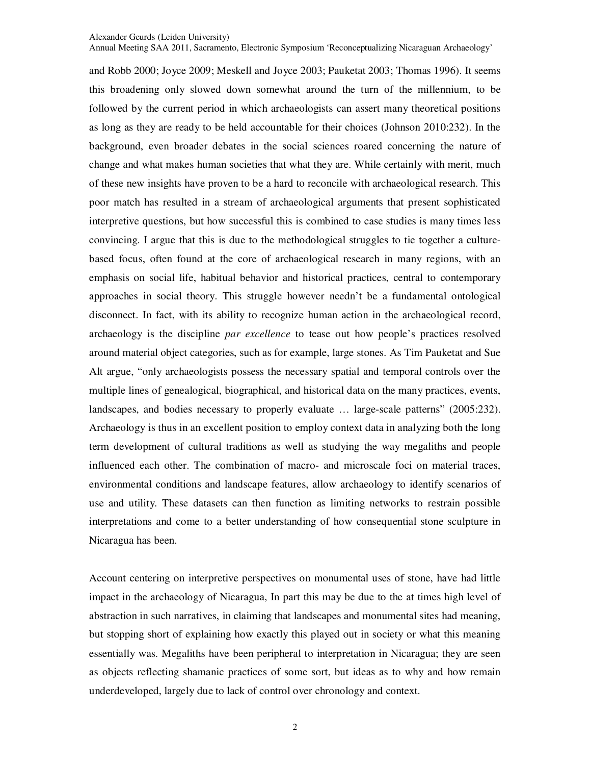and Robb 2000; Joyce 2009; Meskell and Joyce 2003; Pauketat 2003; Thomas 1996). It seems this broadening only slowed down somewhat around the turn of the millennium, to be followed by the current period in which archaeologists can assert many theoretical positions as long as they are ready to be held accountable for their choices (Johnson 2010:232). In the background, even broader debates in the social sciences roared concerning the nature of change and what makes human societies that what they are. While certainly with merit, much of these new insights have proven to be a hard to reconcile with archaeological research. This poor match has resulted in a stream of archaeological arguments that present sophisticated interpretive questions, but how successful this is combined to case studies is many times less convincing. I argue that this is due to the methodological struggles to tie together a culture-based focus, often found at the core of archaeological research in many regions, with an emphasis on social life, habitual behavior and historical practices, central to contemporary approaches in social theory. This struggle however needn't be a fundamental ontological disconnect. In fact, with its ability to recognize human action in the archaeological record, archaeology is the discipline *par excellence* to tease out how people's practices resolved around material object categories, such as for example, large stones. As Tim Pauketat and Sue Alt argue, "only archaeologists possess the necessary spatial and temporal controls over the multiple lines of genealogical, biographical, and historical data on the many practices, events, landscapes, and bodies necessary to properly evaluate … large-scale patterns" (2005:232). Archaeology is thus in an excellent position to employ context data in analyzing both the long term development of cultural traditions as well as studying the way megaliths and people influenced each other. The combination of macro- and microscale foci on material traces, environmental conditions and landscape features, allow archaeology to identify scenarios of use and utility. These datasets can then function as limiting networks to restrain possible interpretations and come to a better understanding of how consequential stone sculpture in Nicaragua has been.

Account centering on interpretive perspectives on monumental uses of stone, have had little impact in the archaeology of Nicaragua, In part this may be due to the at times high level of abstraction in such narratives, in claiming that landscapes and monumental sites had meaning, but stopping short of explaining how exactly this played out in society or what this meaning essentially was. Megaliths have been peripheral to interpretation in Nicaragua; they are seen as objects reflecting shamanic practices of some sort, but ideas as to why and how remain underdeveloped, largely due to lack of control over chronology and context.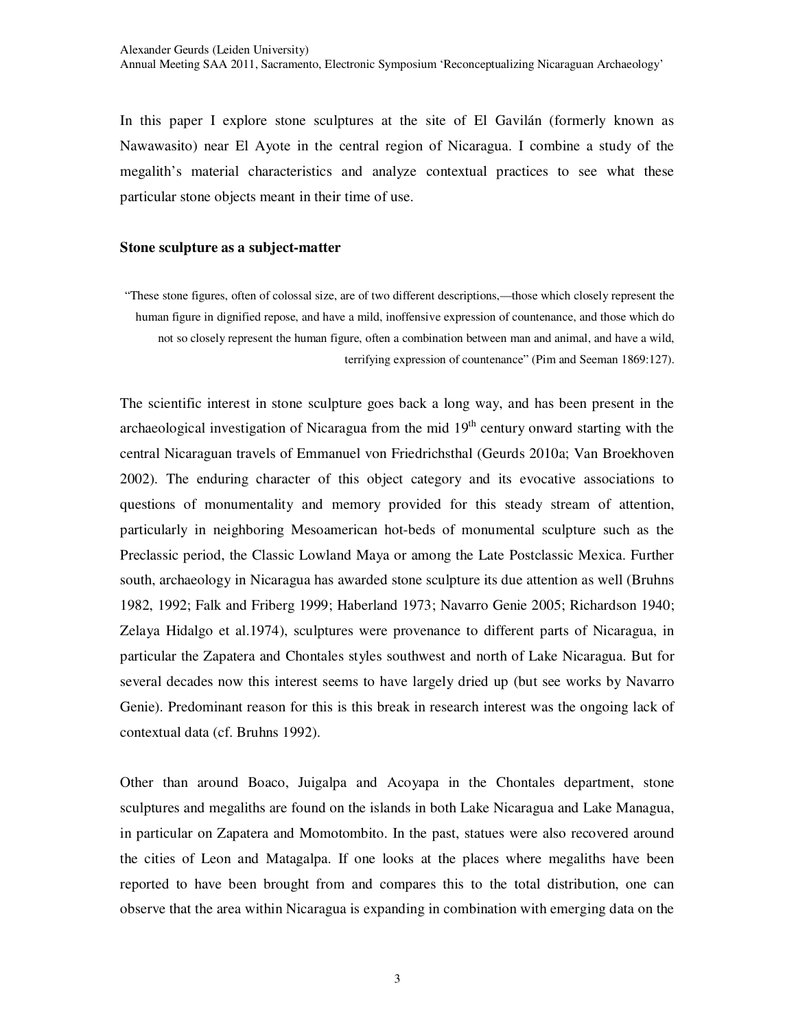In this paper I explore stone sculptures at the site of El Gavilán (formerly known as Nawawasito) near El Ayote in the central region of Nicaragua. I combine a study of the megalith's material characteristics and analyze contextual practices to see what these particular stone objects meant in their time of use.

### Stone sculpture as a subject-matter

> "These stone figures, often of colossal size, are of two different descriptions,—those which closely represent the human figure in dignified repose, and have a mild, inoffensive expression of countenance, and those which do not so closely represent the human figure, often a combination between man and animal, and have a wild, terrifying expression of countenance" (Pim and Seeman 1869:127).

The scientific interest in stone sculpture goes back a long way, and has been present in the archaeological investigation of Nicaragua from the mid 19th century onward starting with the central Nicaraguan travels of Emmanuel von Friedrichsthal (Geurds 2010a; Van Broekhoven 2002). The enduring character of this object category and its evocative associations to questions of monumentality and memory provided for this steady stream of attention, particularly in neighboring Mesoamerican hot-beds of monumental sculpture such as the Preclassic period, the Classic Lowland Maya or among the Late Postclassic Mexica. Further south, archaeology in Nicaragua has awarded stone sculpture its due attention as well (Bruhns 1982, 1992; Falk and Friberg 1999; Haberland 1973; Navarro Genie 2005; Richardson 1940; Zelaya Hidalgo et al.1974), sculptures were provenance to different parts of Nicaragua, in particular the Zapatera and Chontales styles southwest and north of Lake Nicaragua. But for several decades now this interest seems to have largely dried up (but see works by Navarro Genie). Predominant reason for this is this break in research interest was the ongoing lack of contextual data (cf. Bruhns 1992).

Other than around Boaco, Juigalpa and Acoyapa in the Chontales department, stone sculptures and megaliths are found on the islands in both Lake Nicaragua and Lake Managua, in particular on Zapatera and Momotombito. In the past, statues were also recovered around the cities of Leon and Matagalpa. If one looks at the places where megaliths have been reported to have been brought from and compares this to the total distribution, one can observe that the area within Nicaragua is expanding in combination with emerging data on the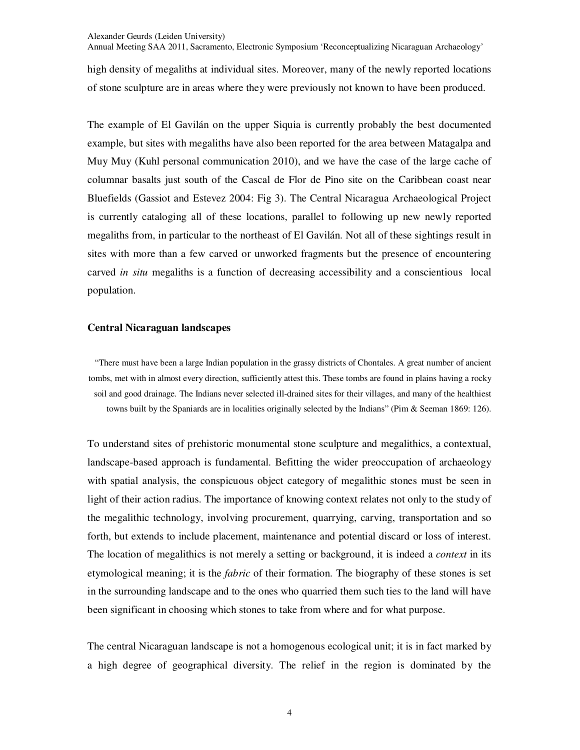high density of megaliths at individual sites. Moreover, many of the newly reported locations of stone sculpture are in areas where they were previously not known to have been produced.

The example of El Gavilán on the upper Siquia is currently probably the best documented example, but sites with megaliths have also been reported for the area between Matagalpa and Muy Muy (Kuhl personal communication 2010), and we have the case of the large cache of columnar basalts just south of the Cascal de Flor de Pino site on the Caribbean coast near Bluefields (Gassiot and Estevez 2004: Fig 3). The Central Nicaragua Archaeological Project is currently cataloging all of these locations, parallel to following up new newly reported megaliths from, in particular to the northeast of El Gavilán. Not all of these sightings result in sites with more than a few carved or unworked fragments but the presence of encountering carved *in situ* megaliths is a function of decreasing accessibility and a conscientious local population.

### Central Nicaraguan landscapes

> "There must have been a large Indian population in the grassy districts of Chontales. A great number of ancient tombs, met with in almost every direction, sufficiently attest this. These tombs are found in plains having a rocky soil and good drainage. The Indians never selected ill-drained sites for their villages, and many of the healthiest towns built by the Spaniards are in localities originally selected by the Indians" (Pim & Seeman 1869: 126).

To understand sites of prehistoric monumental stone sculpture and megalithics, a contextual, landscape-based approach is fundamental. Befitting the wider preoccupation of archaeology with spatial analysis, the conspicuous object category of megalithic stones must be seen in light of their action radius. The importance of knowing context relates not only to the study of the megalithic technology, involving procurement, quarrying, carving, transportation and so forth, but extends to include placement, maintenance and potential discard or loss of interest. The location of megalithics is not merely a setting or background, it is indeed a *context* in its etymological meaning; it is the *fabric* of their formation. The biography of these stones is set in the surrounding landscape and to the ones who quarried them such ties to the land will have been significant in choosing which stones to take from where and for what purpose.

The central Nicaraguan landscape is not a homogenous ecological unit; it is in fact marked by a high degree of geographical diversity. The relief in the region is dominated by the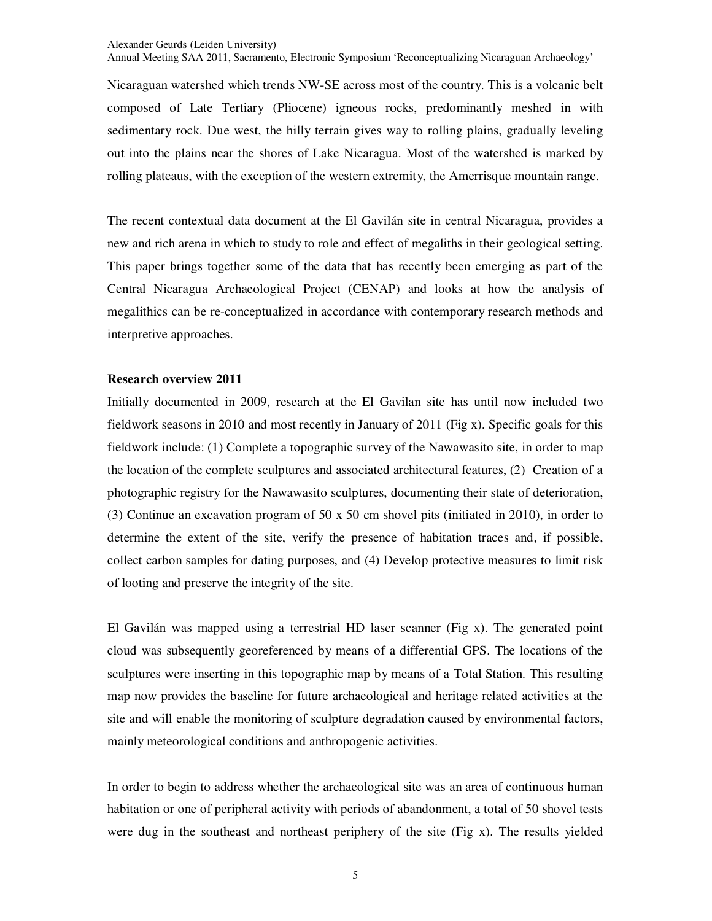Nicaraguan watershed which trends NW-SE across most of the country. This is a volcanic belt composed of Late Tertiary (Pliocene) igneous rocks, predominantly meshed in with sedimentary rock. Due west, the hilly terrain gives way to rolling plains, gradually leveling out into the plains near the shores of Lake Nicaragua. Most of the watershed is marked by rolling plateaus, with the exception of the western extremity, the Amerrisque mountain range.

The recent contextual data document at the El Gavilán site in central Nicaragua, provides a new and rich arena in which to study to role and effect of megaliths in their geological setting. This paper brings together some of the data that has recently been emerging as part of the Central Nicaragua Archaeological Project (CENAP) and looks at how the analysis of megalithics can be re-conceptualized in accordance with contemporary research methods and interpretive approaches.

**Research overview 2011**

Initially documented in 2009, research at the El Gavilan site has until now included two fieldwork seasons in 2010 and most recently in January of 2011 (Fig x). Specific goals for this fieldwork include: (1) Complete a topographic survey of the Nawawasito site, in order to map the location of the complete sculptures and associated architectural features, (2) Creation of a photographic registry for the Nawawasito sculptures, documenting their state of deterioration, (3) Continue an excavation program of 50 x 50 cm shovel pits (initiated in 2010), in order to determine the extent of the site, verify the presence of habitation traces and, if possible, collect carbon samples for dating purposes, and (4) Develop protective measures to limit risk of looting and preserve the integrity of the site.

El Gavilán was mapped using a terrestrial HD laser scanner (Fig x). The generated point cloud was subsequently georeferenced by means of a differential GPS. The locations of the sculptures were inserting in this topographic map by means of a Total Station. This resulting map now provides the baseline for future archaeological and heritage related activities at the site and will enable the monitoring of sculpture degradation caused by environmental factors, mainly meteorological conditions and anthropogenic activities.

In order to begin to address whether the archaeological site was an area of continuous human habitation or one of peripheral activity with periods of abandonment, a total of 50 shovel tests were dug in the southeast and northeast periphery of the site (Fig x). The results yielded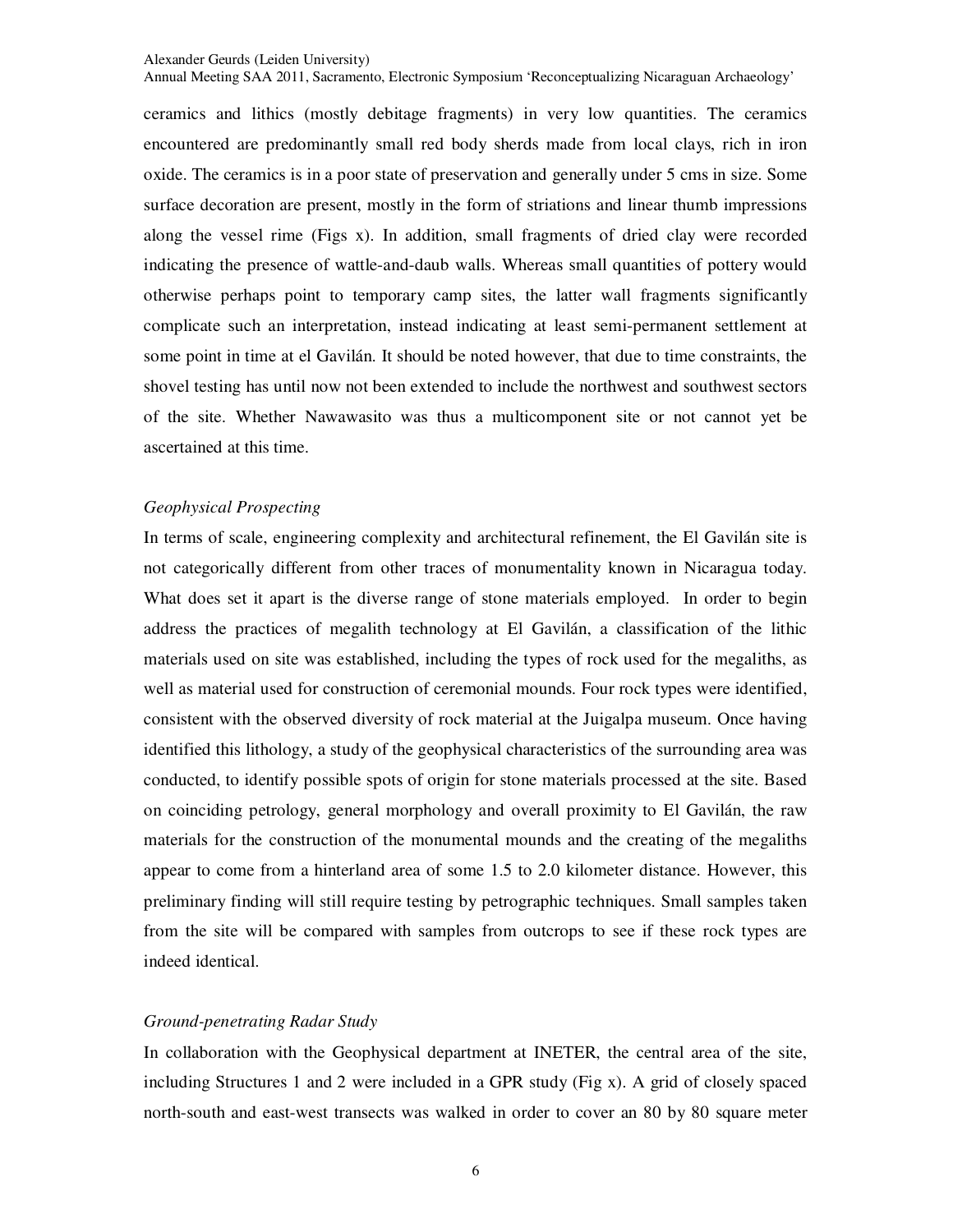ceramics and lithics (mostly debitage fragments) in very low quantities. The ceramics encountered are predominantly small red body sherds made from local clays, rich in iron oxide. The ceramics is in a poor state of preservation and generally under 5 cms in size. Some surface decoration are present, mostly in the form of striations and linear thumb impressions along the vessel rime (Figs x). In addition, small fragments of dried clay were recorded indicating the presence of wattle-and-daub walls. Whereas small quantities of pottery would otherwise perhaps point to temporary camp sites, the latter wall fragments significantly complicate such an interpretation, instead indicating at least semi-permanent settlement at some point in time at el Gavilán. It should be noted however, that due to time constraints, the shovel testing has until now not been extended to include the northwest and southwest sectors of the site. Whether Nawawasito was thus a multicomponent site or not cannot yet be ascertained at this time.

### *Geophysical Prospecting*

In terms of scale, engineering complexity and architectural refinement, the El Gavilán site is not categorically different from other traces of monumentality known in Nicaragua today. What does set it apart is the diverse range of stone materials employed. In order to begin address the practices of megalith technology at El Gavilán, a classification of the lithic materials used on site was established, including the types of rock used for the megaliths, as well as material used for construction of ceremonial mounds. Four rock types were identified, consistent with the observed diversity of rock material at the Juigalpa museum. Once having identified this lithology, a study of the geophysical characteristics of the surrounding area was conducted, to identify possible spots of origin for stone materials processed at the site. Based on coinciding petrology, general morphology and overall proximity to El Gavilán, the raw materials for the construction of the monumental mounds and the creating of the megaliths appear to come from a hinterland area of some 1.5 to 2.0 kilometer distance. However, this preliminary finding will still require testing by petrographic techniques. Small samples taken from the site will be compared with samples from outcrops to see if these rock types are indeed identical.

### *Ground-penetrating Radar Study*

In collaboration with the Geophysical department at INETER, the central area of the site, including Structures 1 and 2 were included in a GPR study (Fig x). A grid of closely spaced north-south and east-west transects was walked in order to cover an 80 by 80 square meter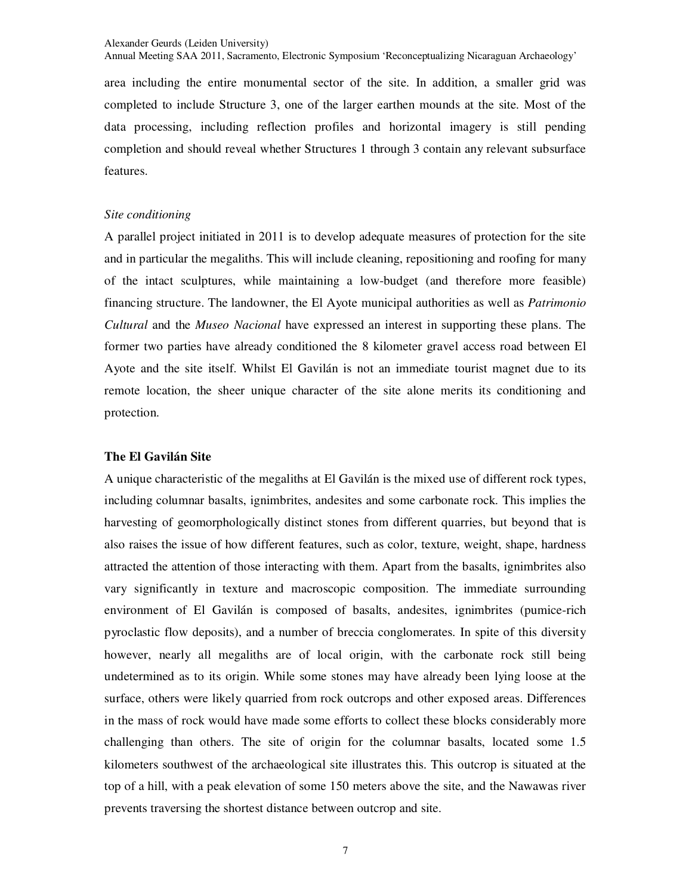area including the entire monumental sector of the site. In addition, a smaller grid was completed to include Structure 3, one of the larger earthen mounds at the site. Most of the data processing, including reflection profiles and horizontal imagery is still pending completion and should reveal whether Structures 1 through 3 contain any relevant subsurface features.

*Site conditioning*

A parallel project initiated in 2011 is to develop adequate measures of protection for the site and in particular the megaliths. This will include cleaning, repositioning and roofing for many of the intact sculptures, while maintaining a low-budget (and therefore more feasible) financing structure. The landowner, the El Ayote municipal authorities as well as *Patrimonio Cultural* and the *Museo Nacional* have expressed an interest in supporting these plans. The former two parties have already conditioned the 8 kilometer gravel access road between El Ayote and the site itself. Whilst El Gavilán is not an immediate tourist magnet due to its remote location, the sheer unique character of the site alone merits its conditioning and protection.

**The El Gavilán Site**

A unique characteristic of the megaliths at El Gavilán is the mixed use of different rock types, including columnar basalts, ignimbrites, andesites and some carbonate rock. This implies the harvesting of geomorphologically distinct stones from different quarries, but beyond that is also raises the issue of how different features, such as color, texture, weight, shape, hardness attracted the attention of those interacting with them. Apart from the basalts, ignimbrites also vary significantly in texture and macroscopic composition. The immediate surrounding environment of El Gavilán is composed of basalts, andesites, ignimbrites (pumice-rich pyroclastic flow deposits), and a number of breccia conglomerates. In spite of this diversity however, nearly all megaliths are of local origin, with the carbonate rock still being undetermined as to its origin. While some stones may have already been lying loose at the surface, others were likely quarried from rock outcrops and other exposed areas. Differences in the mass of rock would have made some efforts to collect these blocks considerably more challenging than others. The site of origin for the columnar basalts, located some 1.5 kilometers southwest of the archaeological site illustrates this. This outcrop is situated at the top of a hill, with a peak elevation of some 150 meters above the site, and the Nawawas river prevents traversing the shortest distance between outcrop and site.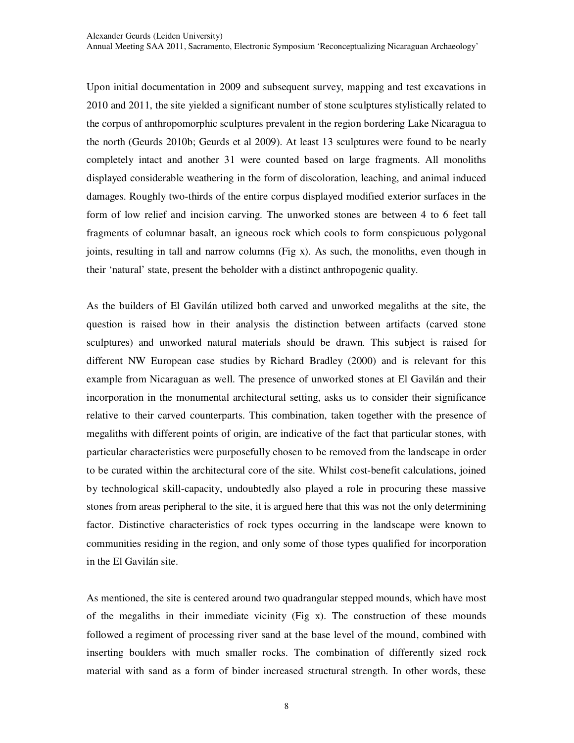Upon initial documentation in 2009 and subsequent survey, mapping and test excavations in 2010 and 2011, the site yielded a significant number of stone sculptures stylistically related to the corpus of anthropomorphic sculptures prevalent in the region bordering Lake Nicaragua to the north (Geurds 2010b; Geurds et al 2009). At least 13 sculptures were found to be nearly completely intact and another 31 were counted based on large fragments. All monoliths displayed considerable weathering in the form of discoloration, leaching, and animal induced damages. Roughly two-thirds of the entire corpus displayed modified exterior surfaces in the form of low relief and incision carving. The unworked stones are between 4 to 6 feet tall fragments of columnar basalt, an igneous rock which cools to form conspicuous polygonal joints, resulting in tall and narrow columns (Fig x). As such, the monoliths, even though in their 'natural' state, present the beholder with a distinct anthropogenic quality.

As the builders of El Gavilán utilized both carved and unworked megaliths at the site, the question is raised how in their analysis the distinction between artifacts (carved stone sculptures) and unworked natural materials should be drawn. This subject is raised for different NW European case studies by Richard Bradley (2000) and is relevant for this example from Nicaraguan as well. The presence of unworked stones at El Gavilán and their incorporation in the monumental architectural setting, asks us to consider their significance relative to their carved counterparts. This combination, taken together with the presence of megaliths with different points of origin, are indicative of the fact that particular stones, with particular characteristics were purposefully chosen to be removed from the landscape in order to be curated within the architectural core of the site. Whilst cost-benefit calculations, joined by technological skill-capacity, undoubtedly also played a role in procuring these massive stones from areas peripheral to the site, it is argued here that this was not the only determining factor. Distinctive characteristics of rock types occurring in the landscape were known to communities residing in the region, and only some of those types qualified for incorporation in the El Gavilán site.

As mentioned, the site is centered around two quadrangular stepped mounds, which have most of the megaliths in their immediate vicinity (Fig x). The construction of these mounds followed a regiment of processing river sand at the base level of the mound, combined with inserting boulders with much smaller rocks. The combination of differently sized rock material with sand as a form of binder increased structural strength. In other words, these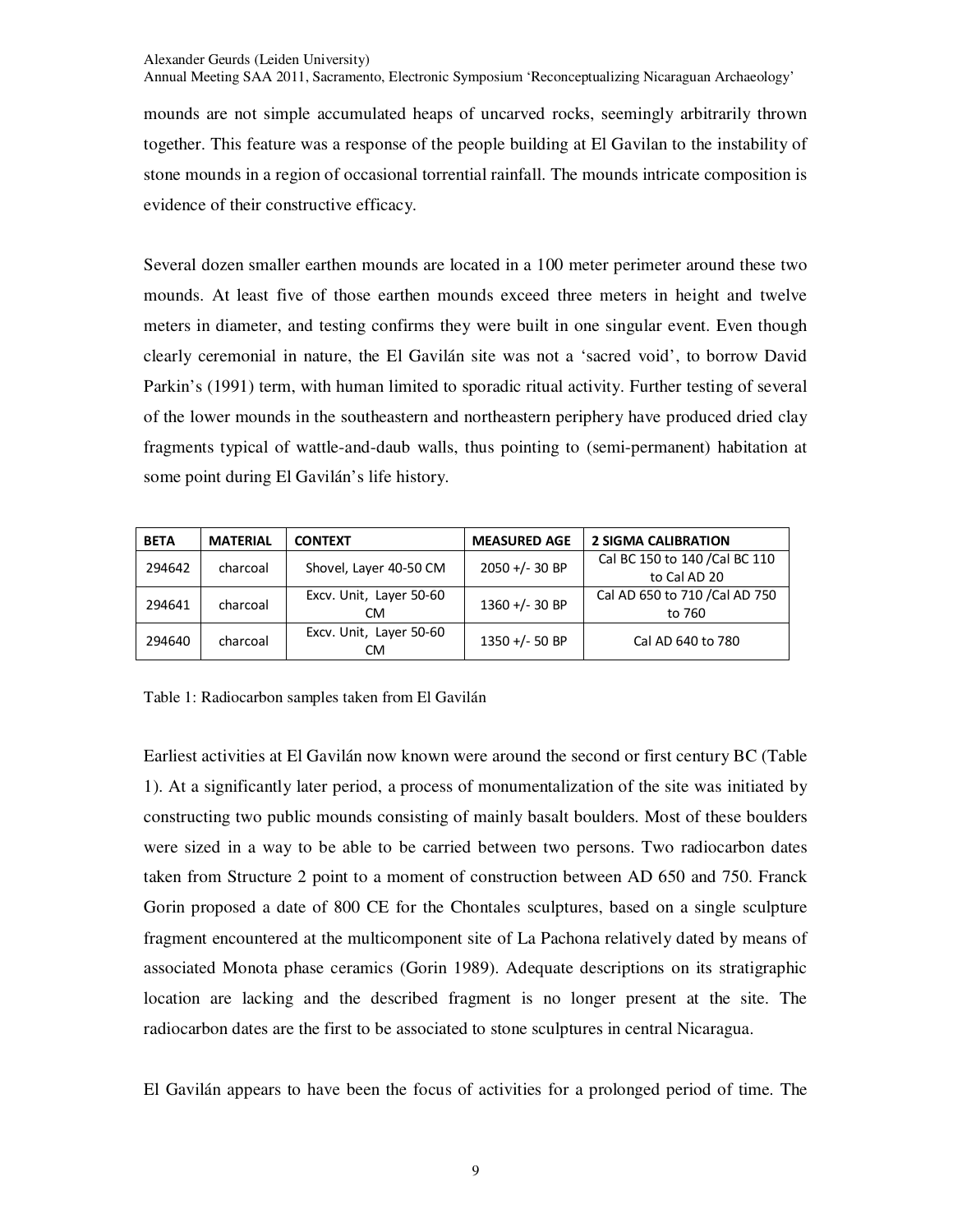mounds are not simple accumulated heaps of uncarved rocks, seemingly arbitrarily thrown together. This feature was a response of the people building at El Gavilan to the instability of stone mounds in a region of occasional torrential rainfall. The mounds intricate composition is evidence of their constructive efficacy.

Several dozen smaller earthen mounds are located in a 100 meter perimeter around these two mounds. At least five of those earthen mounds exceed three meters in height and twelve meters in diameter, and testing confirms they were built in one singular event. Even though clearly ceremonial in nature, the El Gavilán site was not a 'sacred void', to borrow David Parkin's (1991) term, with human limited to sporadic ritual activity. Further testing of several of the lower mounds in the southeastern and northeastern periphery have produced dried clay fragments typical of wattle-and-daub walls, thus pointing to (semi-permanent) habitation at some point during El Gavilán's life history.

| BETA | MATERIAL | CONTEXT | MEASURED AGE | 2 SIGMA CALIBRATION |
|---|---|---|---|---|
| 294642 | charcoal | Shovel, Layer 40-50 CM | 2050 +/- 30 BP | Cal BC 150 to 140 /Cal BC 110 to Cal AD 20 |
| 294641 | charcoal | Excv. Unit, Layer 50-60 CM | 1360 +/- 30 BP | Cal AD 650 to 710 /Cal AD 750 to 760 |
| 294640 | charcoal | Excv. Unit, Layer 50-60 CM | 1350 +/- 50 BP | Cal AD 640 to 780 |

Table 1: Radiocarbon samples taken from El Gavilán

Earliest activities at El Gavilán now known were around the second or first century BC (Table 1). At a significantly later period, a process of monumentalization of the site was initiated by constructing two public mounds consisting of mainly basalt boulders. Most of these boulders were sized in a way to be able to be carried between two persons. Two radiocarbon dates taken from Structure 2 point to a moment of construction between AD 650 and 750. Franck Gorin proposed a date of 800 CE for the Chontales sculptures, based on a single sculpture fragment encountered at the multicomponent site of La Pachona relatively dated by means of associated Monota phase ceramics (Gorin 1989). Adequate descriptions on its stratigraphic location are lacking and the described fragment is no longer present at the site. The radiocarbon dates are the first to be associated to stone sculptures in central Nicaragua.

El Gavilán appears to have been the focus of activities for a prolonged period of time. The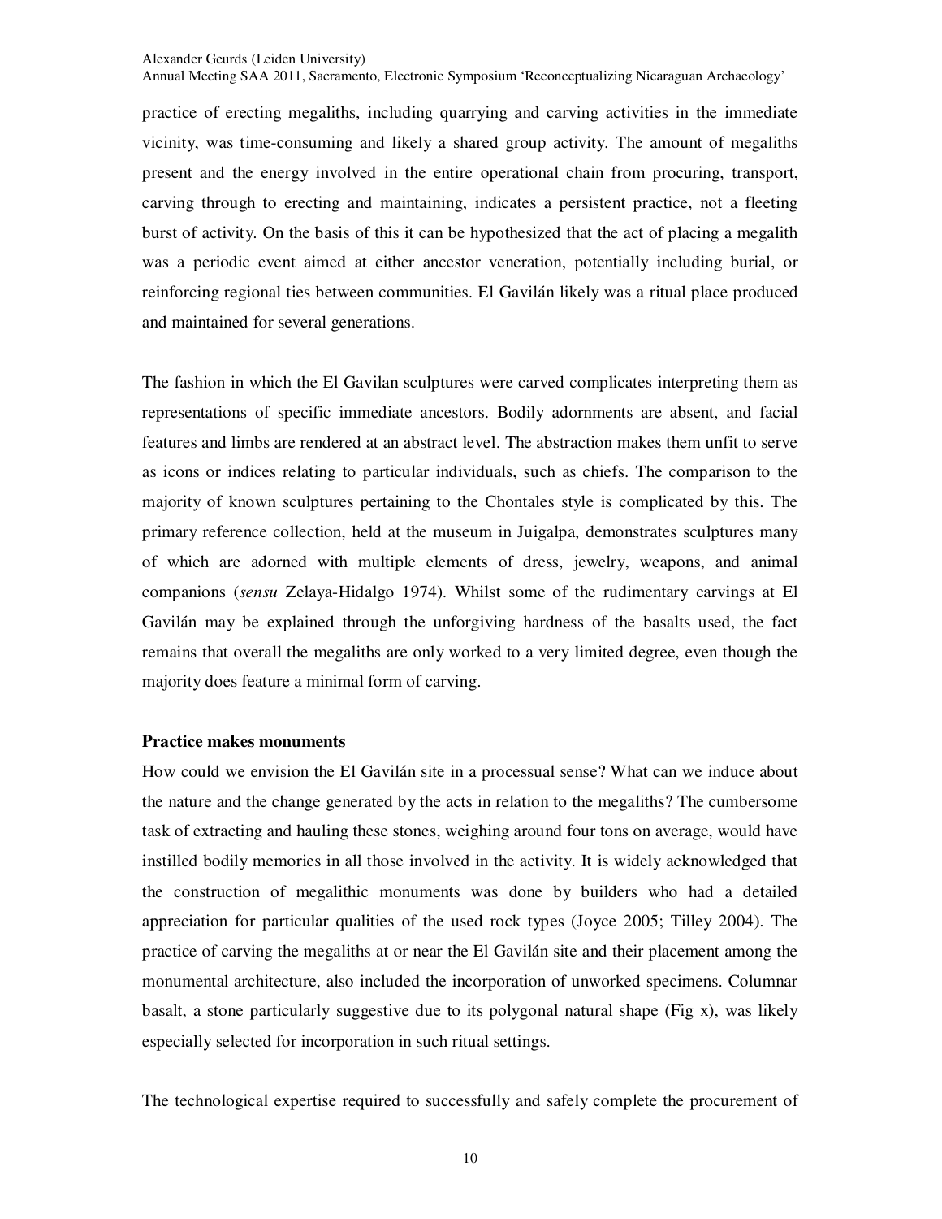practice of erecting megaliths, including quarrying and carving activities in the immediate vicinity, was time-consuming and likely a shared group activity. The amount of megaliths present and the energy involved in the entire operational chain from procuring, transport, carving through to erecting and maintaining, indicates a persistent practice, not a fleeting burst of activity. On the basis of this it can be hypothesized that the act of placing a megalith was a periodic event aimed at either ancestor veneration, potentially including burial, or reinforcing regional ties between communities. El Gavilán likely was a ritual place produced and maintained for several generations.

The fashion in which the El Gavilan sculptures were carved complicates interpreting them as representations of specific immediate ancestors. Bodily adornments are absent, and facial features and limbs are rendered at an abstract level. The abstraction makes them unfit to serve as icons or indices relating to particular individuals, such as chiefs. The comparison to the majority of known sculptures pertaining to the Chontales style is complicated by this. The primary reference collection, held at the museum in Juigalpa, demonstrates sculptures many of which are adorned with multiple elements of dress, jewelry, weapons, and animal companions (*sensu* Zelaya-Hidalgo 1974). Whilst some of the rudimentary carvings at El Gavilán may be explained through the unforgiving hardness of the basalts used, the fact remains that overall the megaliths are only worked to a very limited degree, even though the majority does feature a minimal form of carving.

**Practice makes monuments**

How could we envision the El Gavilán site in a processual sense? What can we induce about the nature and the change generated by the acts in relation to the megaliths? The cumbersome task of extracting and hauling these stones, weighing around four tons on average, would have instilled bodily memories in all those involved in the activity. It is widely acknowledged that the construction of megalithic monuments was done by builders who had a detailed appreciation for particular qualities of the used rock types (Joyce 2005; Tilley 2004). The practice of carving the megaliths at or near the El Gavilán site and their placement among the monumental architecture, also included the incorporation of unworked specimens. Columnar basalt, a stone particularly suggestive due to its polygonal natural shape (Fig x), was likely especially selected for incorporation in such ritual settings.

The technological expertise required to successfully and safely complete the procurement of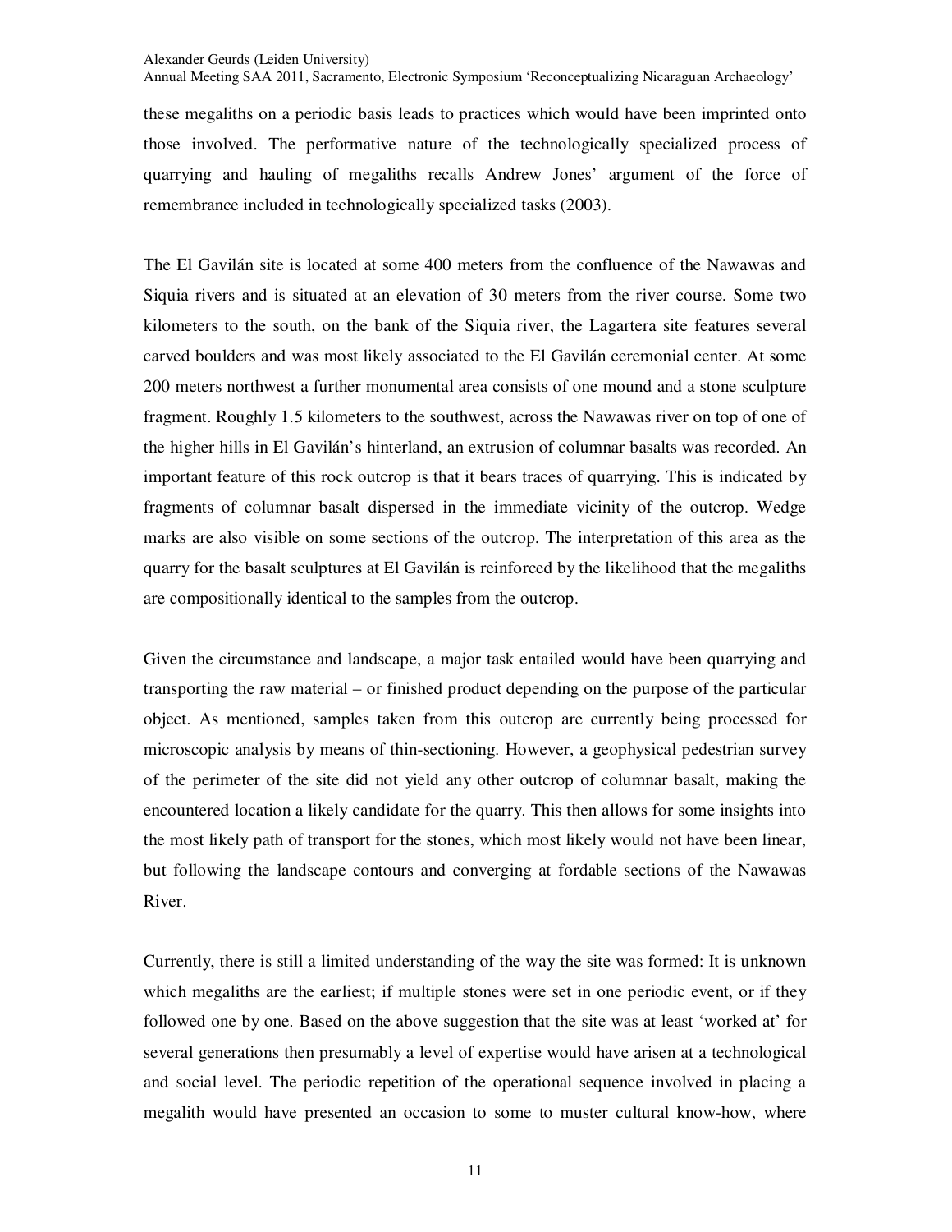these megaliths on a periodic basis leads to practices which would have been imprinted onto those involved. The performative nature of the technologically specialized process of quarrying and hauling of megaliths recalls Andrew Jones' argument of the force of remembrance included in technologically specialized tasks (2003).

The El Gavilán site is located at some 400 meters from the confluence of the Nawawas and Siquia rivers and is situated at an elevation of 30 meters from the river course. Some two kilometers to the south, on the bank of the Siquia river, the Lagartera site features several carved boulders and was most likely associated to the El Gavilán ceremonial center. At some 200 meters northwest a further monumental area consists of one mound and a stone sculpture fragment. Roughly 1.5 kilometers to the southwest, across the Nawawas river on top of one of the higher hills in El Gavilán's hinterland, an extrusion of columnar basalts was recorded. An important feature of this rock outcrop is that it bears traces of quarrying. This is indicated by fragments of columnar basalt dispersed in the immediate vicinity of the outcrop. Wedge marks are also visible on some sections of the outcrop. The interpretation of this area as the quarry for the basalt sculptures at El Gavilán is reinforced by the likelihood that the megaliths are compositionally identical to the samples from the outcrop.

Given the circumstance and landscape, a major task entailed would have been quarrying and transporting the raw material – or finished product depending on the purpose of the particular object. As mentioned, samples taken from this outcrop are currently being processed for microscopic analysis by means of thin-sectioning. However, a geophysical pedestrian survey of the perimeter of the site did not yield any other outcrop of columnar basalt, making the encountered location a likely candidate for the quarry. This then allows for some insights into the most likely path of transport for the stones, which most likely would not have been linear, but following the landscape contours and converging at fordable sections of the Nawawas River.

Currently, there is still a limited understanding of the way the site was formed: It is unknown which megaliths are the earliest; if multiple stones were set in one periodic event, or if they followed one by one. Based on the above suggestion that the site was at least 'worked at' for several generations then presumably a level of expertise would have arisen at a technological and social level. The periodic repetition of the operational sequence involved in placing a megalith would have presented an occasion to some to muster cultural know-how, where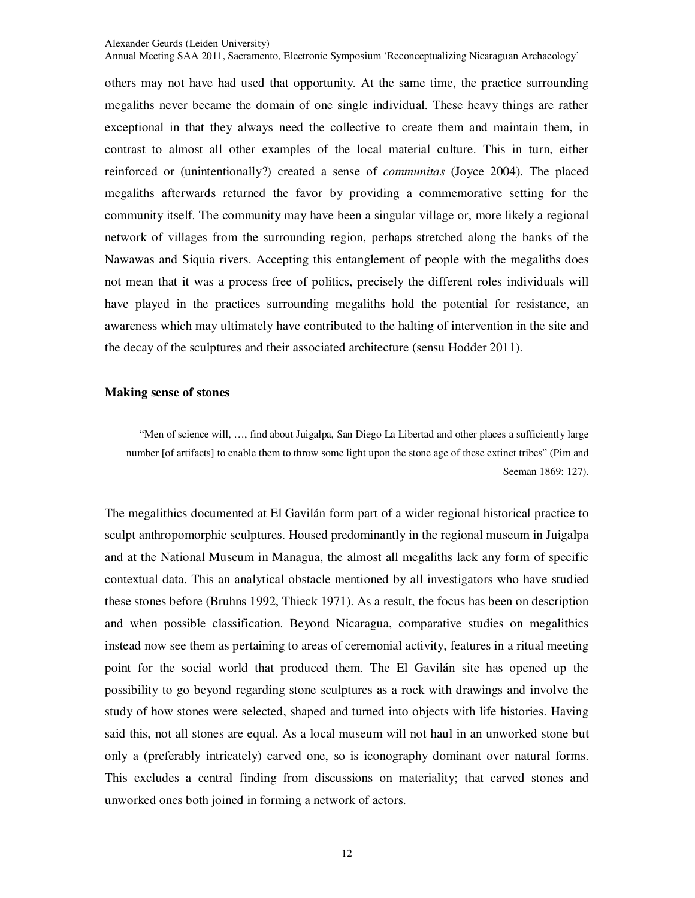others may not have had used that opportunity. At the same time, the practice surrounding megaliths never became the domain of one single individual. These heavy things are rather exceptional in that they always need the collective to create them and maintain them, in contrast to almost all other examples of the local material culture. This in turn, either reinforced or (unintentionally?) created a sense of *communitas* (Joyce 2004). The placed megaliths afterwards returned the favor by providing a commemorative setting for the community itself. The community may have been a singular village or, more likely a regional network of villages from the surrounding region, perhaps stretched along the banks of the Nawawas and Siquia rivers. Accepting this entanglement of people with the megaliths does not mean that it was a process free of politics, precisely the different roles individuals will have played in the practices surrounding megaliths hold the potential for resistance, an awareness which may ultimately have contributed to the halting of intervention in the site and the decay of the sculptures and their associated architecture (sensu Hodder 2011).

### Making sense of stones

> "Men of science will, …, find about Juigalpa, San Diego La Libertad and other places a sufficiently large number [of artifacts] to enable them to throw some light upon the stone age of these extinct tribes" (Pim and Seeman 1869: 127).

The megalithics documented at El Gavilán form part of a wider regional historical practice to sculpt anthropomorphic sculptures. Housed predominantly in the regional museum in Juigalpa and at the National Museum in Managua, the almost all megaliths lack any form of specific contextual data. This an analytical obstacle mentioned by all investigators who have studied these stones before (Bruhns 1992, Thieck 1971). As a result, the focus has been on description and when possible classification. Beyond Nicaragua, comparative studies on megalithics instead now see them as pertaining to areas of ceremonial activity, features in a ritual meeting point for the social world that produced them. The El Gavilán site has opened up the possibility to go beyond regarding stone sculptures as a rock with drawings and involve the study of how stones were selected, shaped and turned into objects with life histories. Having said this, not all stones are equal. As a local museum will not haul in an unworked stone but only a (preferably intricately) carved one, so is iconography dominant over natural forms. This excludes a central finding from discussions on materiality; that carved stones and unworked ones both joined in forming a network of actors.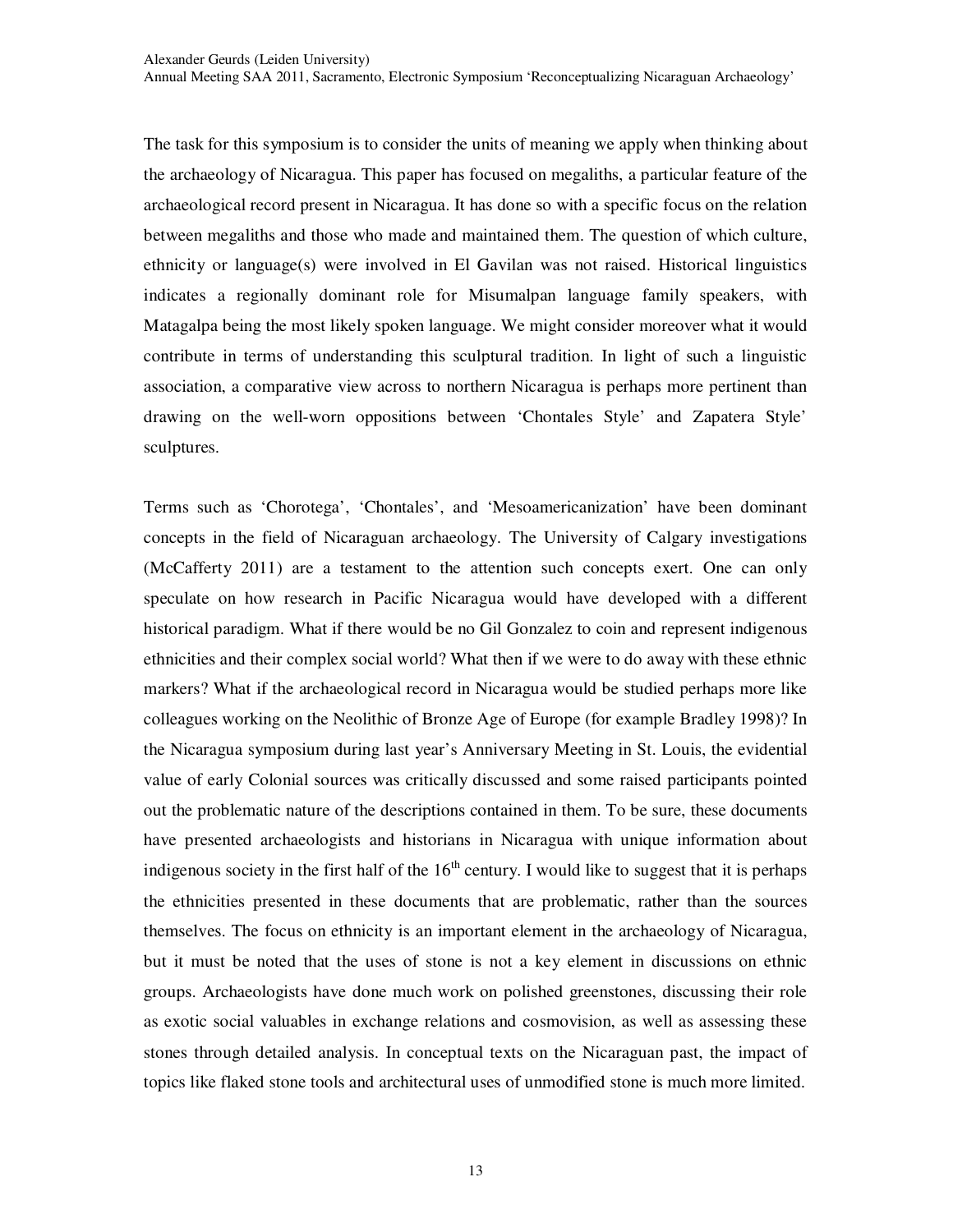The task for this symposium is to consider the units of meaning we apply when thinking about the archaeology of Nicaragua. This paper has focused on megaliths, a particular feature of the archaeological record present in Nicaragua. It has done so with a specific focus on the relation between megaliths and those who made and maintained them. The question of which culture, ethnicity or language(s) were involved in El Gavilan was not raised. Historical linguistics indicates a regionally dominant role for Misumalpan language family speakers, with Matagalpa being the most likely spoken language. We might consider moreover what it would contribute in terms of understanding this sculptural tradition. In light of such a linguistic association, a comparative view across to northern Nicaragua is perhaps more pertinent than drawing on the well-worn oppositions between 'Chontales Style' and Zapatera Style' sculptures.

Terms such as 'Chorotega', 'Chontales', and 'Mesoamericanization' have been dominant concepts in the field of Nicaraguan archaeology. The University of Calgary investigations (McCafferty 2011) are a testament to the attention such concepts exert. One can only speculate on how research in Pacific Nicaragua would have developed with a different historical paradigm. What if there would be no Gil Gonzalez to coin and represent indigenous ethnicities and their complex social world? What then if we were to do away with these ethnic markers? What if the archaeological record in Nicaragua would be studied perhaps more like colleagues working on the Neolithic of Bronze Age of Europe (for example Bradley 1998)? In the Nicaragua symposium during last year's Anniversary Meeting in St. Louis, the evidential value of early Colonial sources was critically discussed and some raised participants pointed out the problematic nature of the descriptions contained in them. To be sure, these documents have presented archaeologists and historians in Nicaragua with unique information about indigenous society in the first half of the 16th century. I would like to suggest that it is perhaps the ethnicities presented in these documents that are problematic, rather than the sources themselves. The focus on ethnicity is an important element in the archaeology of Nicaragua, but it must be noted that the uses of stone is not a key element in discussions on ethnic groups. Archaeologists have done much work on polished greenstones, discussing their role as exotic social valuables in exchange relations and cosmovision, as well as assessing these stones through detailed analysis. In conceptual texts on the Nicaraguan past, the impact of topics like flaked stone tools and architectural uses of unmodified stone is much more limited.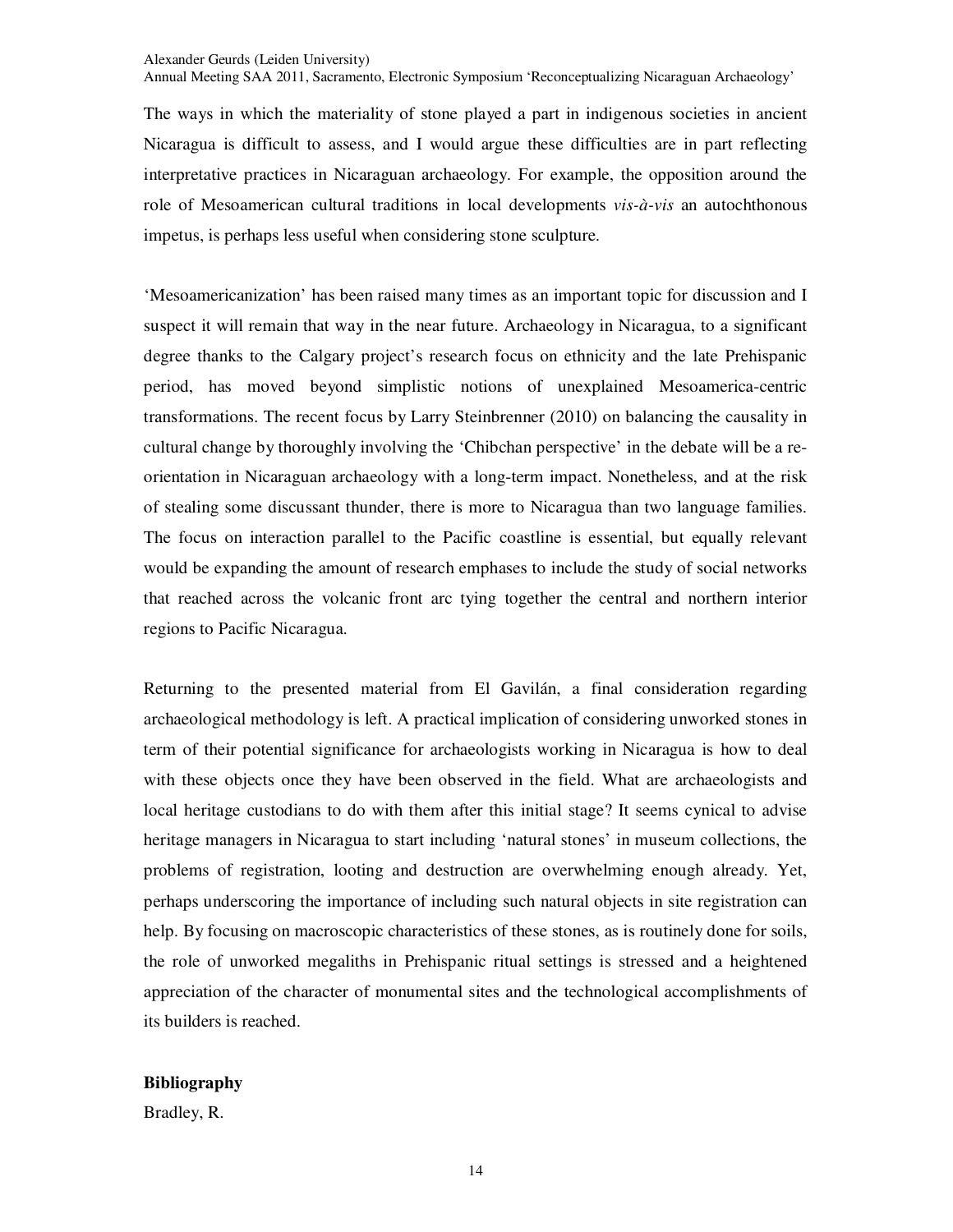The ways in which the materiality of stone played a part in indigenous societies in ancient Nicaragua is difficult to assess, and I would argue these difficulties are in part reflecting interpretative practices in Nicaraguan archaeology. For example, the opposition around the role of Mesoamerican cultural traditions in local developments *vis-à-vis* an autochthonous impetus, is perhaps less useful when considering stone sculpture.

'Mesoamericanization' has been raised many times as an important topic for discussion and I suspect it will remain that way in the near future. Archaeology in Nicaragua, to a significant degree thanks to the Calgary project's research focus on ethnicity and the late Prehispanic period, has moved beyond simplistic notions of unexplained Mesoamerica-centric transformations. The recent focus by Larry Steinbrenner (2010) on balancing the causality in cultural change by thoroughly involving the 'Chibchan perspective' in the debate will be a re-orientation in Nicaraguan archaeology with a long-term impact. Nonetheless, and at the risk of stealing some discussant thunder, there is more to Nicaragua than two language families. The focus on interaction parallel to the Pacific coastline is essential, but equally relevant would be expanding the amount of research emphases to include the study of social networks that reached across the volcanic front arc tying together the central and northern interior regions to Pacific Nicaragua.

Returning to the presented material from El Gavilán, a final consideration regarding archaeological methodology is left. A practical implication of considering unworked stones in term of their potential significance for archaeologists working in Nicaragua is how to deal with these objects once they have been observed in the field. What are archaeologists and local heritage custodians to do with them after this initial stage? It seems cynical to advise heritage managers in Nicaragua to start including 'natural stones' in museum collections, the problems of registration, looting and destruction are overwhelming enough already. Yet, perhaps underscoring the importance of including such natural objects in site registration can help. By focusing on macroscopic characteristics of these stones, as is routinely done for soils, the role of unworked megaliths in Prehispanic ritual settings is stressed and a heightened appreciation of the character of monumental sites and the technological accomplishments of its builders is reached.

**Bibliography**

Bradley, R.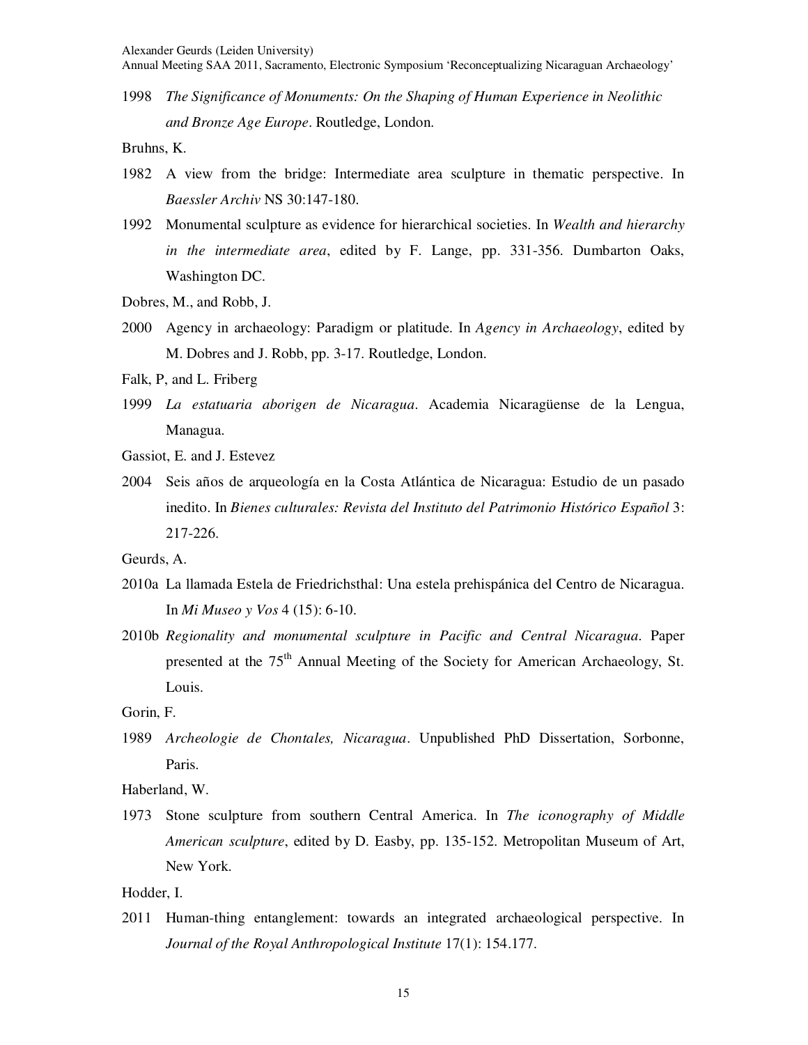1998 *The Significance of Monuments: On the Shaping of Human Experience in Neolithic and Bronze Age Europe*. Routledge, London.

Bruhns, K.

1982 A view from the bridge: Intermediate area sculpture in thematic perspective. In *Baessler Archiv* NS 30:147-180.

1992 Monumental sculpture as evidence for hierarchical societies. In *Wealth and hierarchy in the intermediate area*, edited by F. Lange, pp. 331-356. Dumbarton Oaks, Washington DC.

Dobres, M., and Robb, J.

2000 Agency in archaeology: Paradigm or platitude. In *Agency in Archaeology*, edited by M. Dobres and J. Robb, pp. 3-17. Routledge, London.

Falk, P, and L. Friberg

1999 *La estatuaria aborigen de Nicaragua*. Academia Nicaragüense de la Lengua, Managua.

Gassiot, E. and J. Estevez

2004 Seis años de arqueología en la Costa Atlántica de Nicaragua: Estudio de un pasado inedito. In *Bienes culturales: Revista del Instituto del Patrimonio Histórico Español* 3: 217-226.

Geurds, A.

2010a La llamada Estela de Friedrichsthal: Una estela prehispánica del Centro de Nicaragua. In *Mi Museo y Vos* 4 (15): 6-10.

2010b *Regionality and monumental sculpture in Pacific and Central Nicaragua*. Paper presented at the 75th Annual Meeting of the Society for American Archaeology, St. Louis.

Gorin, F.

1989 *Archeologie de Chontales, Nicaragua*. Unpublished PhD Dissertation, Sorbonne, Paris.

Haberland, W.

1973 Stone sculpture from southern Central America. In *The iconography of Middle American sculpture*, edited by D. Easby, pp. 135-152. Metropolitan Museum of Art, New York.

Hodder, I.

2011 Human-thing entanglement: towards an integrated archaeological perspective. In *Journal of the Royal Anthropological Institute* 17(1): 154.177.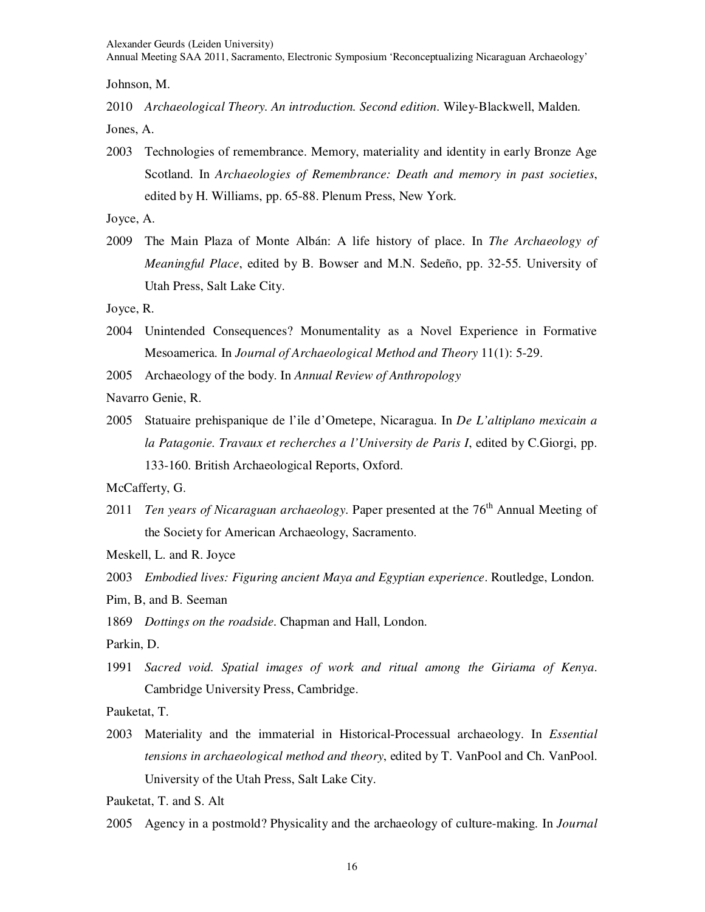Johnson, M.

2010 *Archaeological Theory. An introduction. Second edition*. Wiley-Blackwell, Malden.

Jones, A.

2003 Technologies of remembrance. Memory, materiality and identity in early Bronze Age Scotland. In *Archaeologies of Remembrance: Death and memory in past societies*, edited by H. Williams, pp. 65-88. Plenum Press, New York.

Joyce, A.

2009 The Main Plaza of Monte Albán: A life history of place. In *The Archaeology of Meaningful Place*, edited by B. Bowser and M.N. Sedeño, pp. 32-55. University of Utah Press, Salt Lake City.

Joyce, R.

2004 Unintended Consequences? Monumentality as a Novel Experience in Formative Mesoamerica. In *Journal of Archaeological Method and Theory* 11(1): 5-29.

2005 Archaeology of the body. In *Annual Review of Anthropology*

Navarro Genie, R.

2005 Statuaire prehispanique de l'ile d'Ometepe, Nicaragua. In *De L'altiplano mexicain a la Patagonie. Travaux et recherches a l'University de Paris I*, edited by C.Giorgi, pp. 133-160. British Archaeological Reports, Oxford.

McCafferty, G.

2011 *Ten years of Nicaraguan archaeology*. Paper presented at the 76th Annual Meeting of the Society for American Archaeology, Sacramento.

Meskell, L. and R. Joyce

2003 *Embodied lives: Figuring ancient Maya and Egyptian experience*. Routledge, London.

Pim, B, and B. Seeman

1869 *Dottings on the roadside*. Chapman and Hall, London.

Parkin, D.

1991 *Sacred void. Spatial images of work and ritual among the Giriama of Kenya*. Cambridge University Press, Cambridge.

Pauketat, T.

2003 Materiality and the immaterial in Historical-Processual archaeology. In *Essential tensions in archaeological method and theory*, edited by T. VanPool and Ch. VanPool. University of the Utah Press, Salt Lake City.

Pauketat, T. and S. Alt

2005 Agency in a postmold? Physicality and the archaeology of culture-making. In *Journal*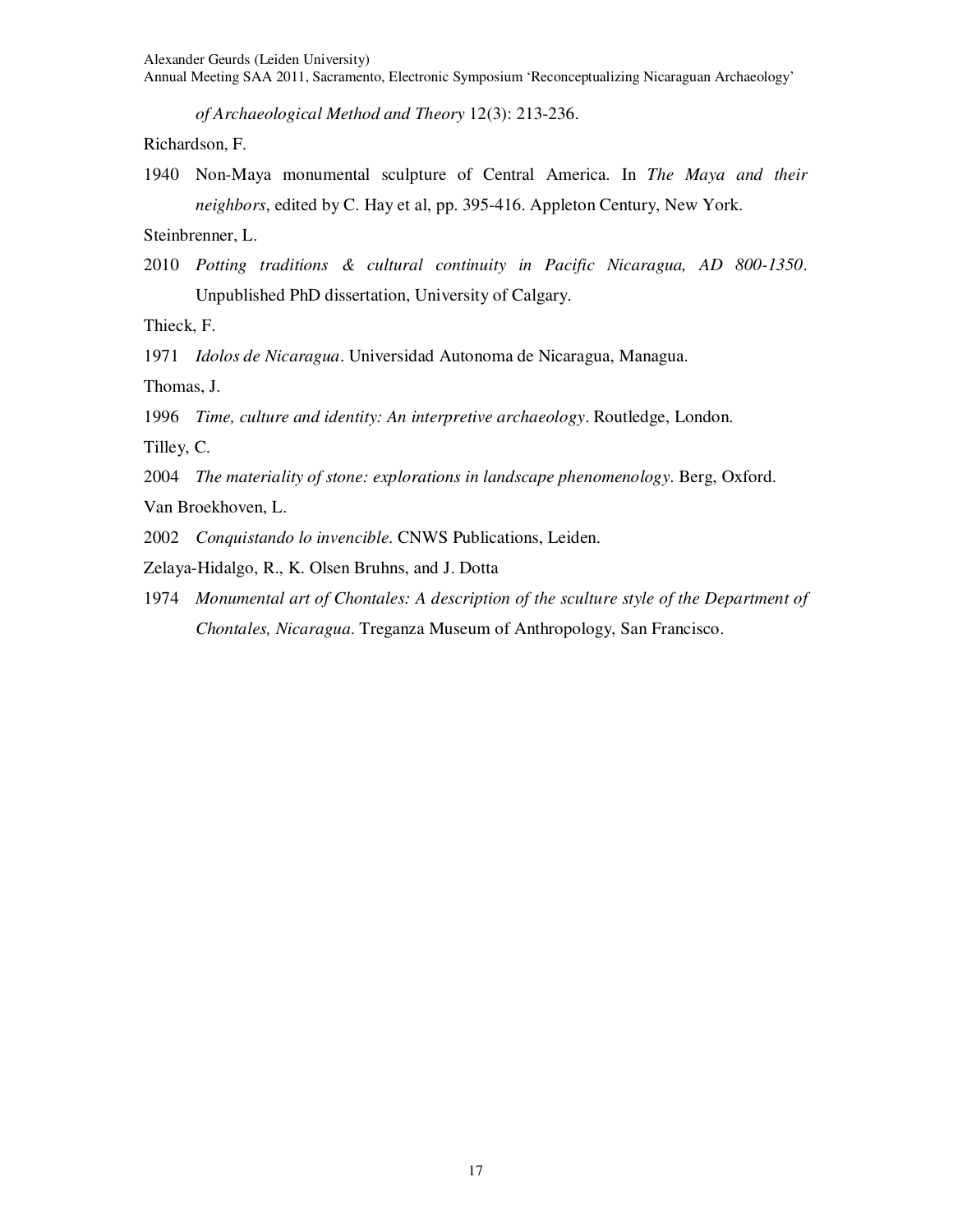*of Archaeological Method and Theory* 12(3): 213-236.

Richardson, F.

1940 Non-Maya monumental sculpture of Central America. In *The Maya and their neighbors*, edited by C. Hay et al, pp. 395-416. Appleton Century, New York.

Steinbrenner, L.

2010 *Potting traditions & cultural continuity in Pacific Nicaragua, AD 800-1350*. Unpublished PhD dissertation, University of Calgary.

Thieck, F.

1971 *Idolos de Nicaragua*. Universidad Autonoma de Nicaragua, Managua.

Thomas, J.

1996 *Time, culture and identity: An interpretive archaeology*. Routledge, London.

Tilley, C.

2004 *The materiality of stone: explorations in landscape phenomenology.* Berg, Oxford.

Van Broekhoven, L.

2002 *Conquistando lo invencible*. CNWS Publications, Leiden.

Zelaya-Hidalgo, R., K. Olsen Bruhns, and J. Dotta

1974 *Monumental art of Chontales: A description of the sculture style of the Department of Chontales, Nicaragua*. Treganza Museum of Anthropology, San Francisco.